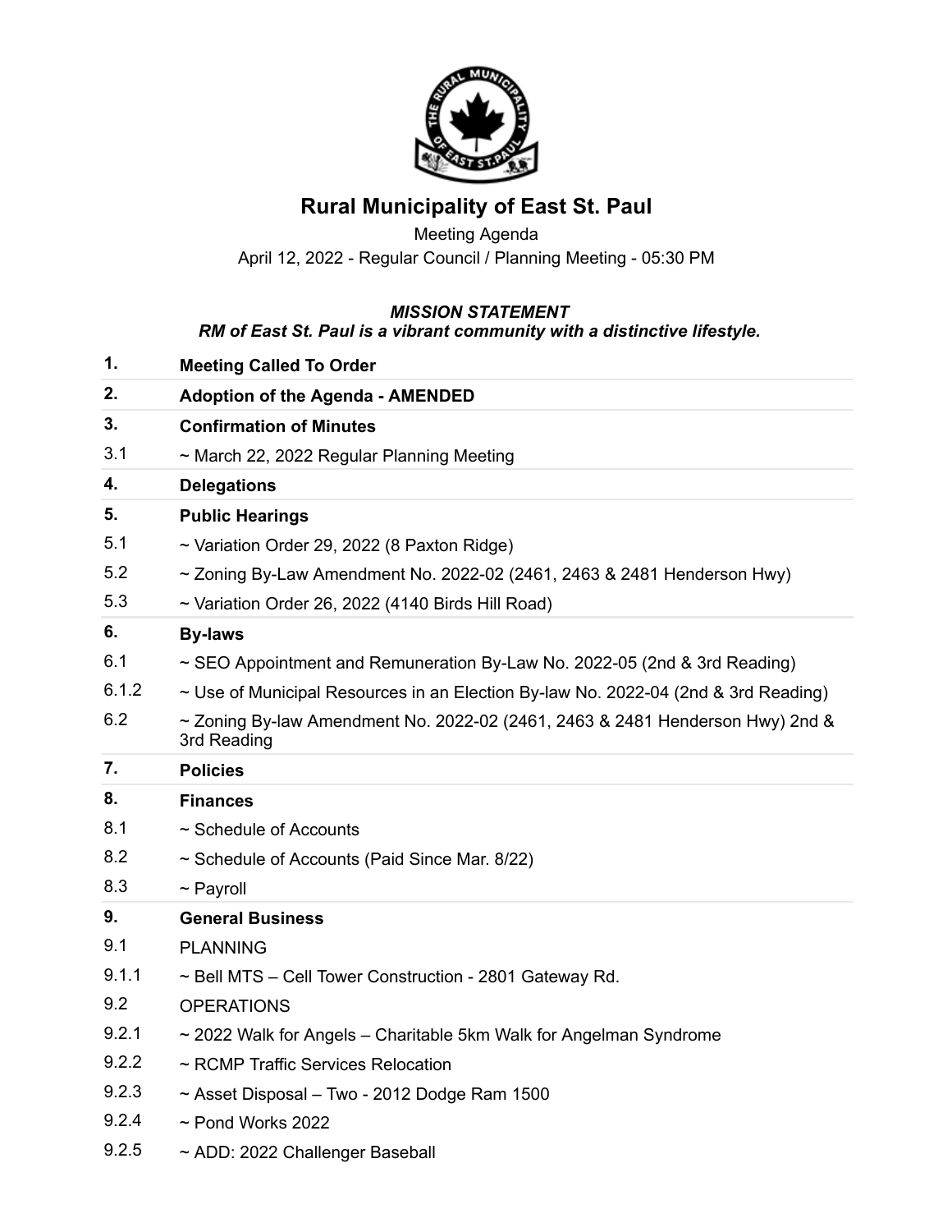# Rural Municipality of East St. Paul

Meeting Agenda

April 12, 2022 - Regular Council / Planning Meeting - 05:30 PM

***MISSION STATEMENT***
***RM of East St. Paul is a vibrant community with a distinctive lifestyle.***

| | |
|---|---|
| **1.** | **Meeting Called To Order** |
| **2.** | **Adoption of the Agenda - AMENDED** |
| **3.** | **Confirmation of Minutes** |
| 3.1 | ~ March 22, 2022 Regular Planning Meeting |
| **4.** | **Delegations** |
| **5.** | **Public Hearings** |
| 5.1 | ~ Variation Order 29, 2022 (8 Paxton Ridge) |
| 5.2 | ~ Zoning By-Law Amendment No. 2022-02 (2461, 2463 & 2481 Henderson Hwy) |
| 5.3 | ~ Variation Order 26, 2022 (4140 Birds Hill Road) |
| **6.** | **By-laws** |
| 6.1 | ~ SEO Appointment and Remuneration By-Law No. 2022-05 (2nd & 3rd Reading) |
| 6.1.2 | ~ Use of Municipal Resources in an Election By-law No. 2022-04 (2nd & 3rd Reading) |
| 6.2 | ~ Zoning By-law Amendment No. 2022-02 (2461, 2463 & 2481 Henderson Hwy) 2nd & 3rd Reading |
| **7.** | **Policies** |
| **8.** | **Finances** |
| 8.1 | ~ Schedule of Accounts |
| 8.2 | ~ Schedule of Accounts (Paid Since Mar. 8/22) |
| 8.3 | ~ Payroll |
| **9.** | **General Business** |
| 9.1 | PLANNING |
| 9.1.1 | ~ Bell MTS – Cell Tower Construction - 2801 Gateway Rd. |
| 9.2 | OPERATIONS |
| 9.2.1 | ~ 2022 Walk for Angels – Charitable 5km Walk for Angelman Syndrome |
| 9.2.2 | ~ RCMP Traffic Services Relocation |
| 9.2.3 | ~ Asset Disposal – Two - 2012 Dodge Ram 1500 |
| 9.2.4 | ~ Pond Works 2022 |
| 9.2.5 | ~ ADD: 2022 Challenger Baseball |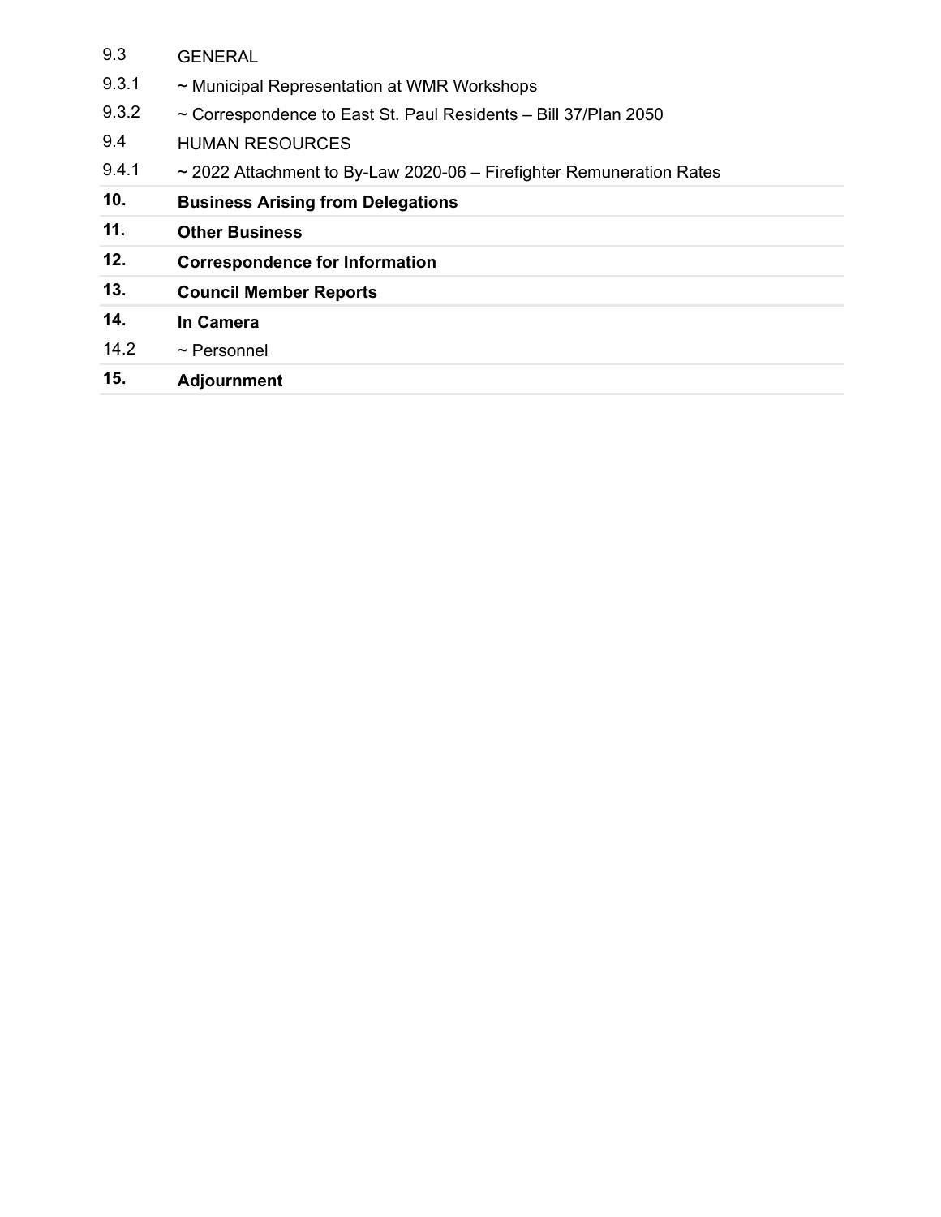| | |
|---|---|
| 9.3 | GENERAL |
| 9.3.1 | ~ Municipal Representation at WMR Workshops |
| 9.3.2 | ~ Correspondence to East St. Paul Residents – Bill 37/Plan 2050 |
| 9.4 | HUMAN RESOURCES |
| 9.4.1 | ~ 2022 Attachment to By-Law 2020-06 – Firefighter Remuneration Rates |
| **10.** | **Business Arising from Delegations** |
| **11.** | **Other Business** |
| **12.** | **Correspondence for Information** |
| **13.** | **Council Member Reports** |
| **14.** | **In Camera** |
| 14.2 | ~ Personnel |
| **15.** | **Adjournment** |